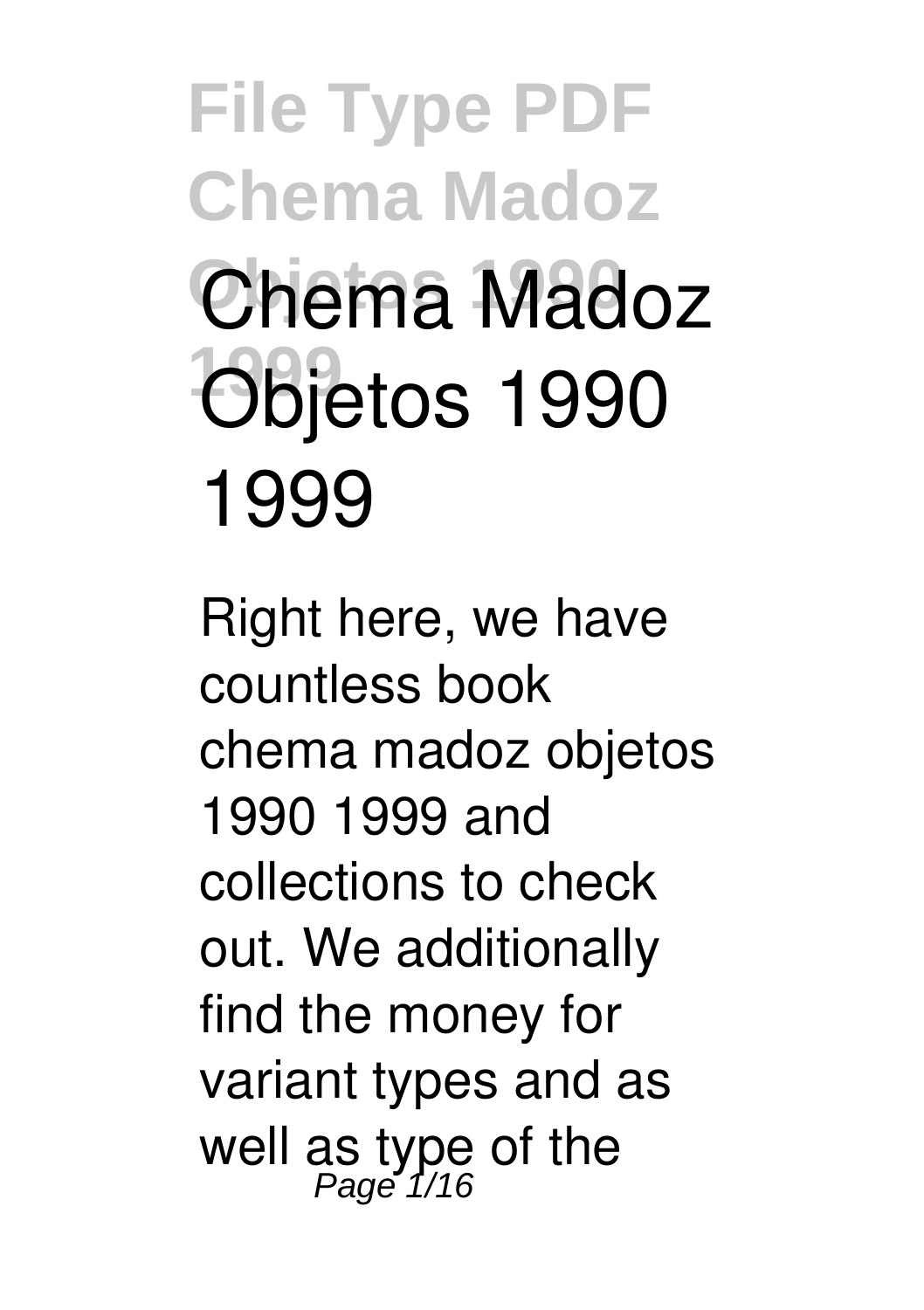# Chema Madoz Objetos 1990 1999

Right here, we have countless book **chema madoz objetos 1990 1999** and collections to check out. We additionally find the money for variant types and as well as type of the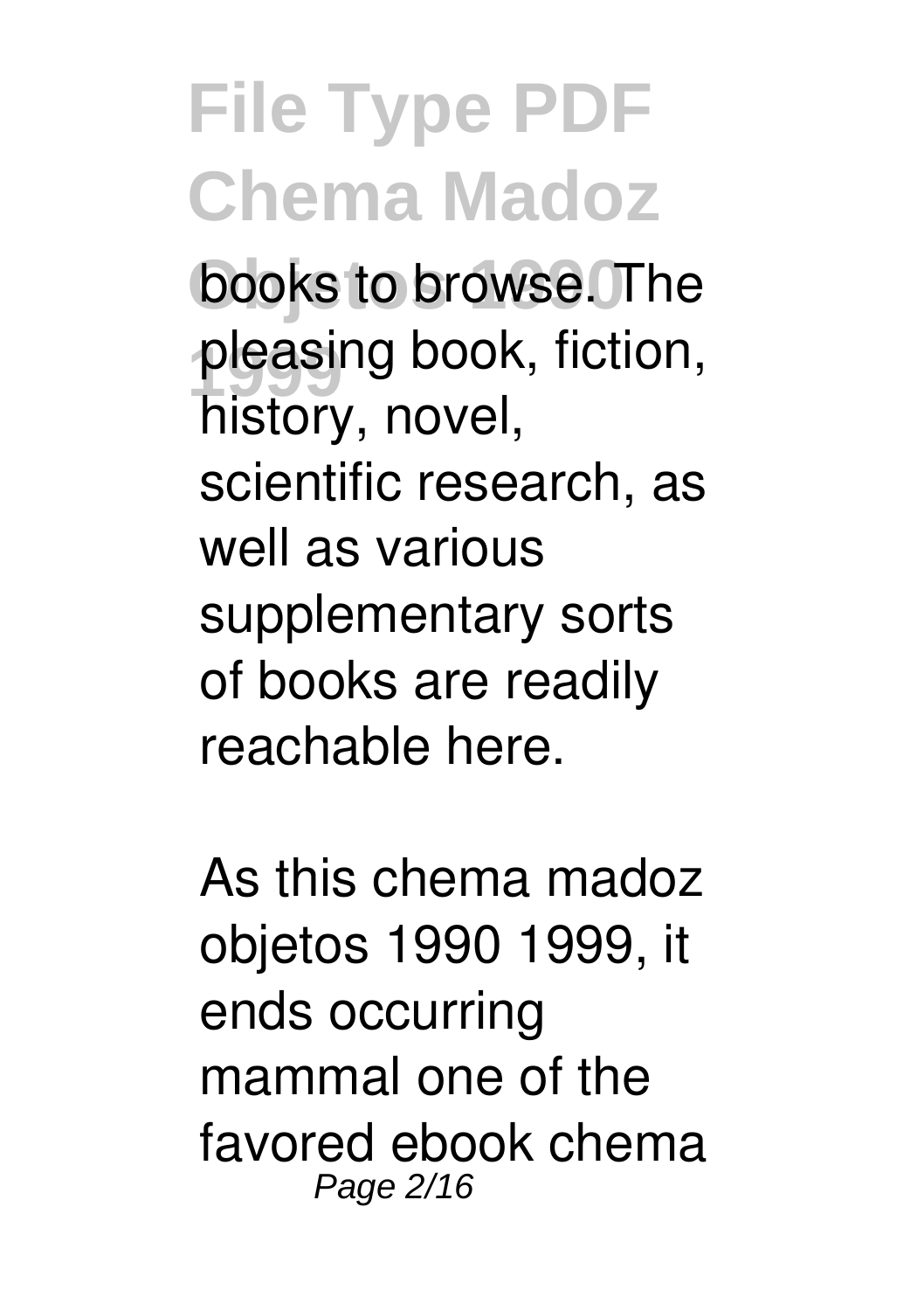books to browse. The pleasing book, fiction, history, novel, scientific research, as well as various supplementary sorts of books are readily reachable here.

As this chema madoz objetos 1990 1999, it ends occurring mammal one of the favored ebook chema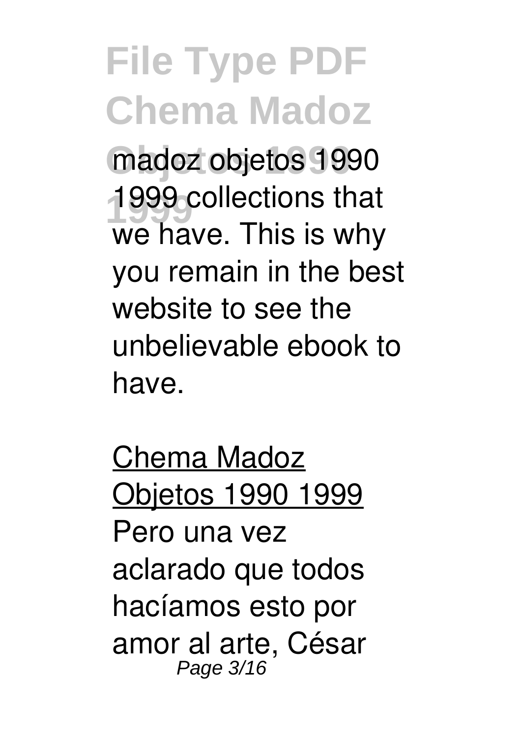madoz objetos 1990 1999 collections that we have. This is why you remain in the best website to see the unbelievable ebook to have.

Chema Madoz Objetos 1990 1999

Pero una vez aclarado que todos hacíamos esto por amor al arte, César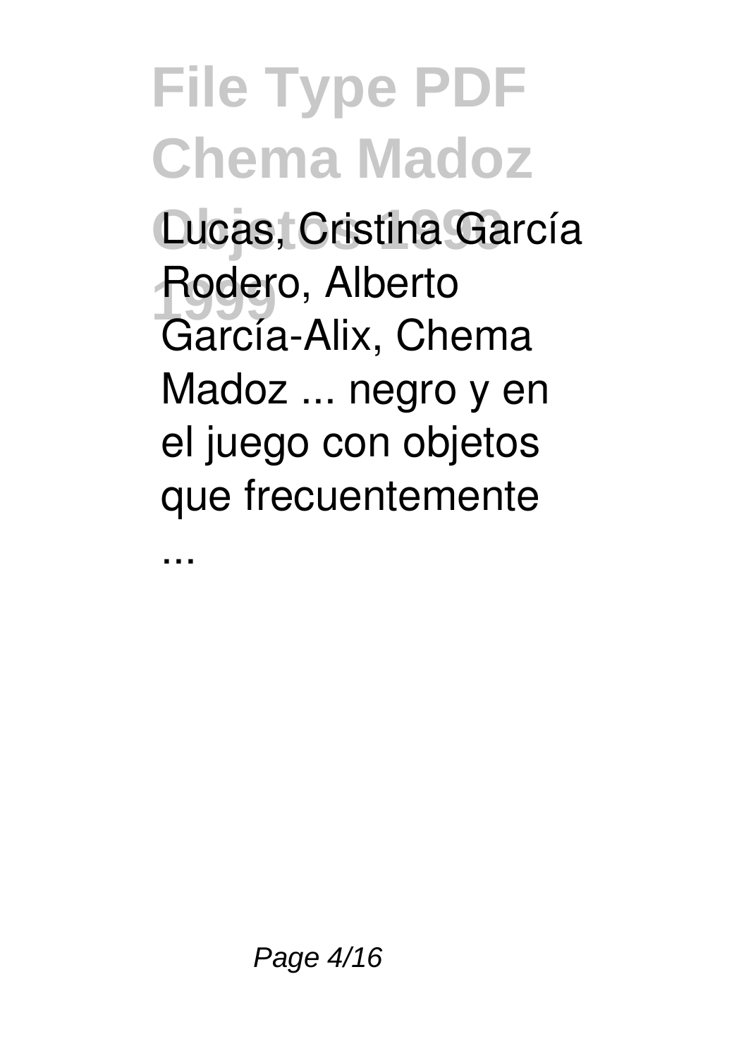Lucas, Cristina García Rodero, Alberto García-Alix, Chema Madoz ... negro y en el juego con objetos que frecuentemente ...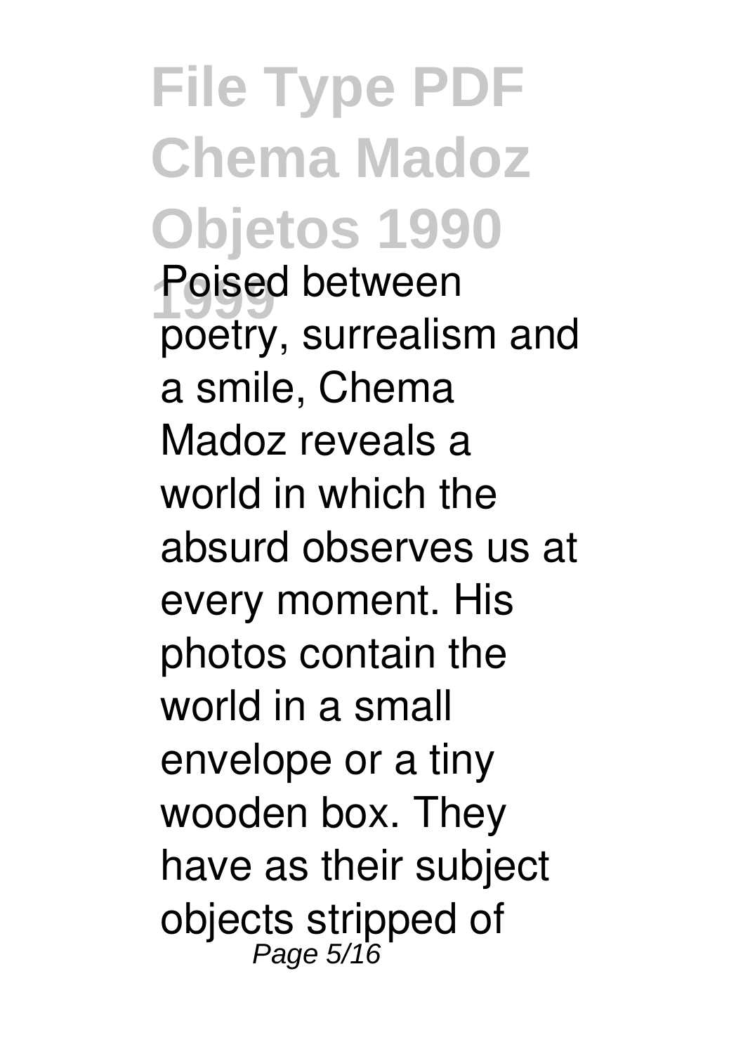# File Type PDF Chema Madoz Objetos 1990 1999

Poised between poetry, surrealism and a smile, Chema Madoz reveals a world in which the absurd observes us at every moment. His photos contain the world in a small envelope or a tiny wooden box. They have as their subject objects stripped of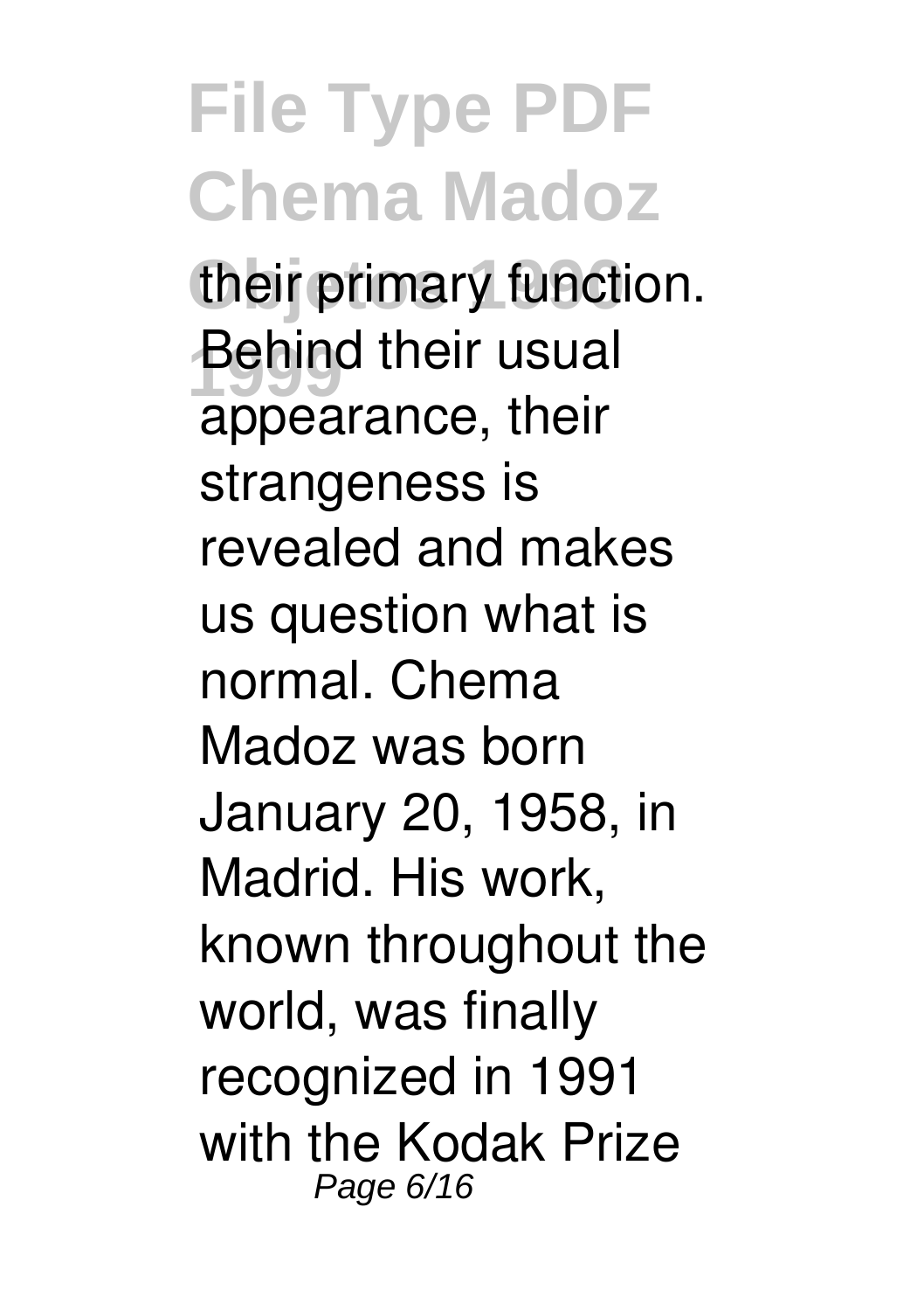their primary function. Behind their usual appearance, their strangeness is revealed and makes us question what is normal. Chema Madoz was born January 20, 1958, in Madrid. His work, known throughout the world, was finally recognized in 1991 with the Kodak Prize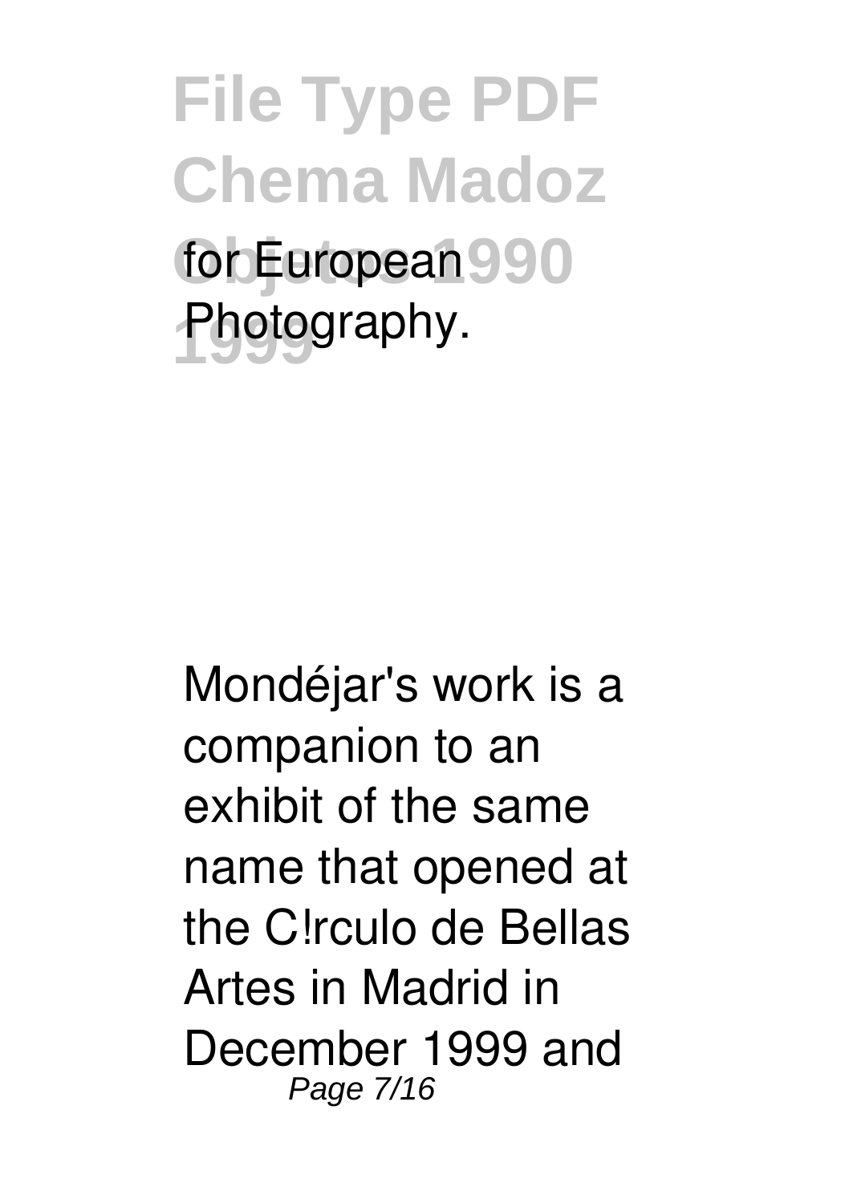for European Photography.

Mondéjar's work is a companion to an exhibit of the same name that opened at the C!rculo de Bellas Artes in Madrid in December 1999 and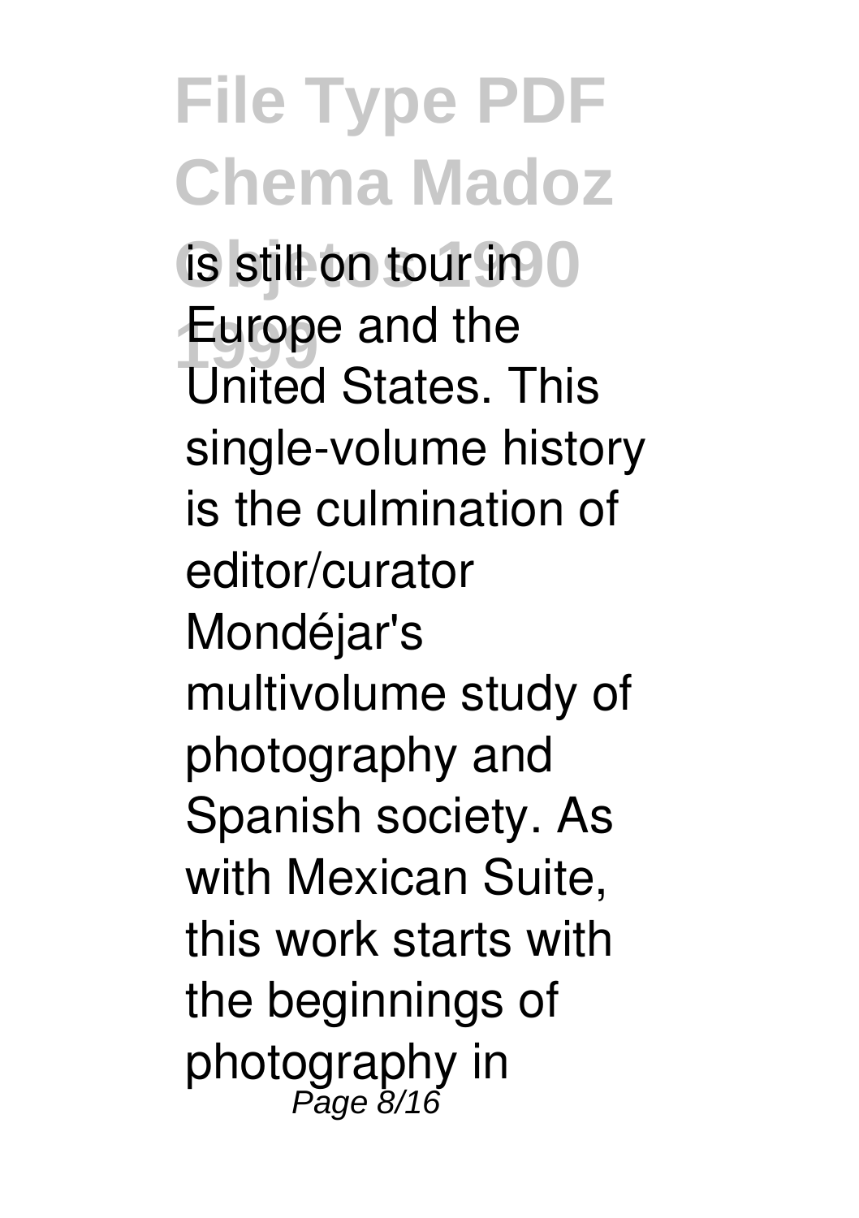is still on tour in Europe and the United States. This single-volume history is the culmination of editor/curator Mondéjar's multivolume study of photography and Spanish society. As with Mexican Suite, this work starts with the beginnings of photography in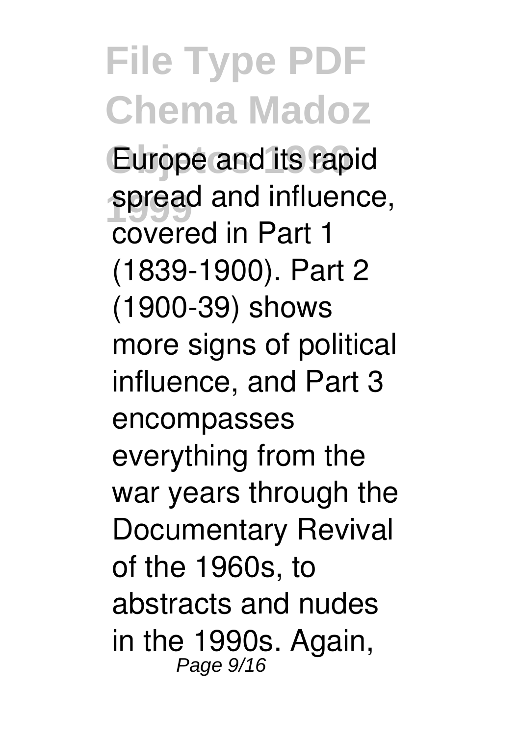Europe and its rapid spread and influence, covered in Part 1 (1839-1900). Part 2 (1900-39) shows more signs of political influence, and Part 3 encompasses everything from the war years through the Documentary Revival of the 1960s, to abstracts and nudes in the 1990s. Again,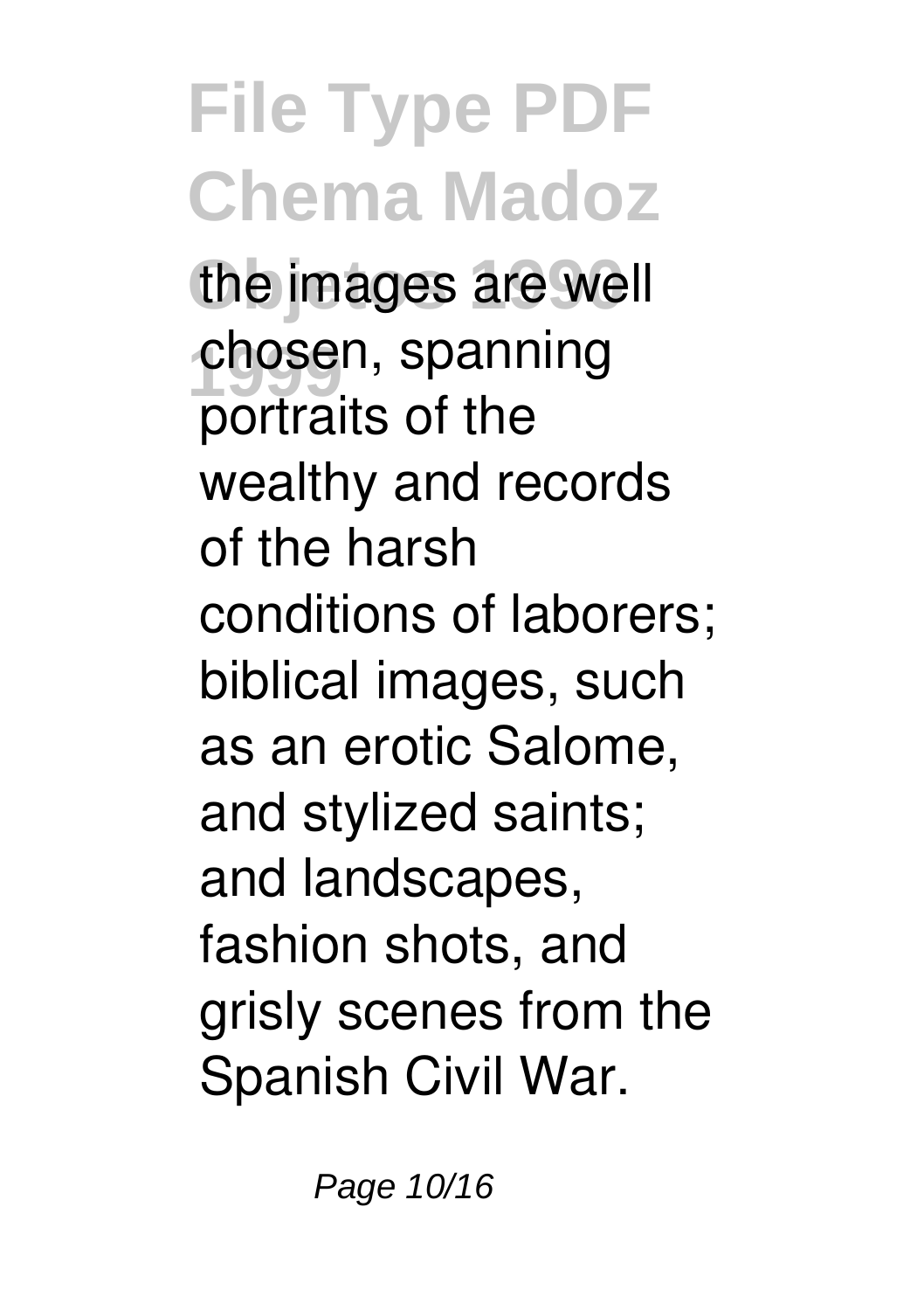the images are well chosen, spanning portraits of the wealthy and records of the harsh conditions of laborers; biblical images, such as an erotic Salome, and stylized saints; and landscapes, fashion shots, and grisly scenes from the Spanish Civil War.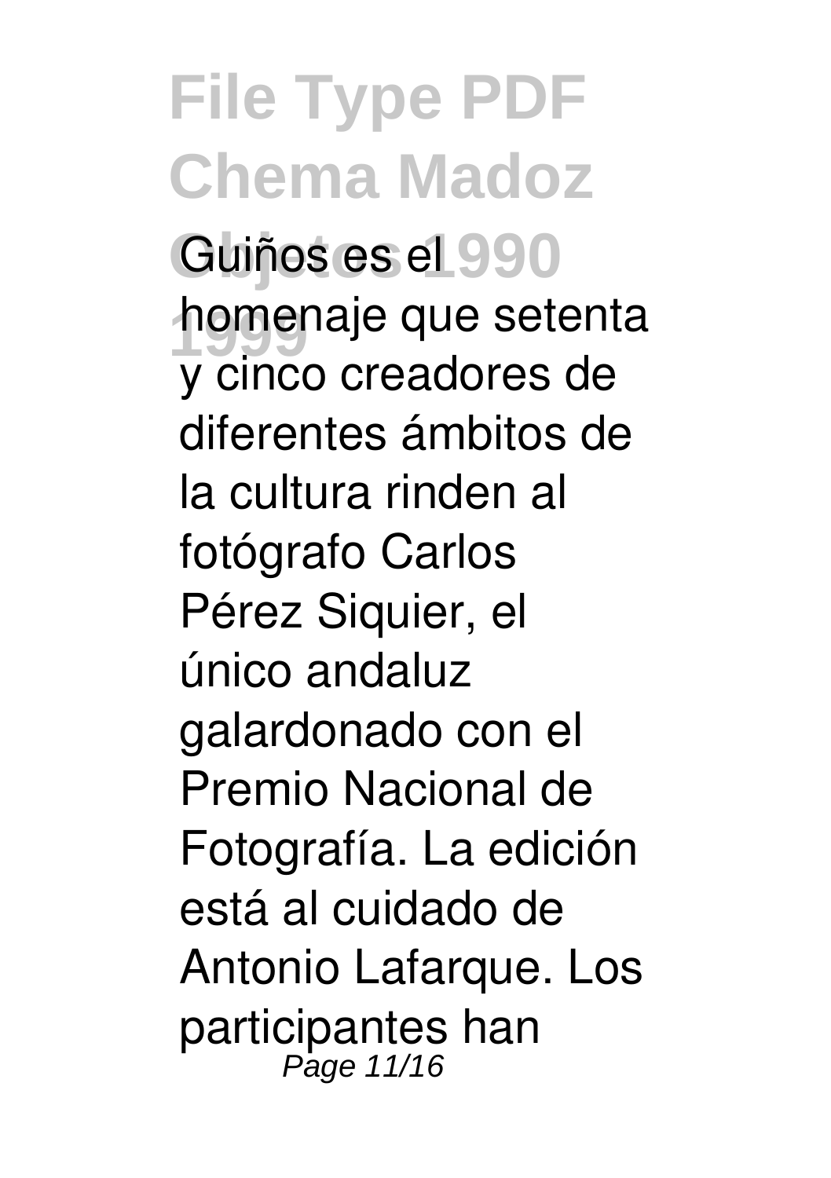Guiños es el homenaje que setenta y cinco creadores de diferentes ámbitos de la cultura rinden al fotógrafo Carlos Pérez Siquier, el único andaluz galardonado con el Premio Nacional de Fotografía. La edición está al cuidado de Antonio Lafarque. Los participantes han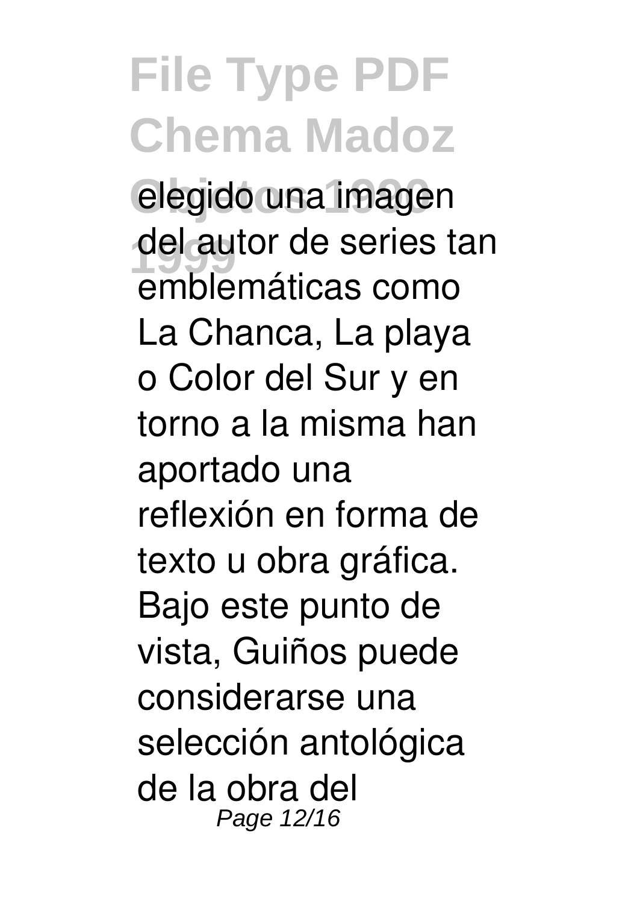elegido una imagen del autor de series tan emblemáticas como La Chanca, La playa o Color del Sur y en torno a la misma han aportado una reflexión en forma de texto u obra gráfica. Bajo este punto de vista, Guiños puede considerarse una selección antológica de la obra del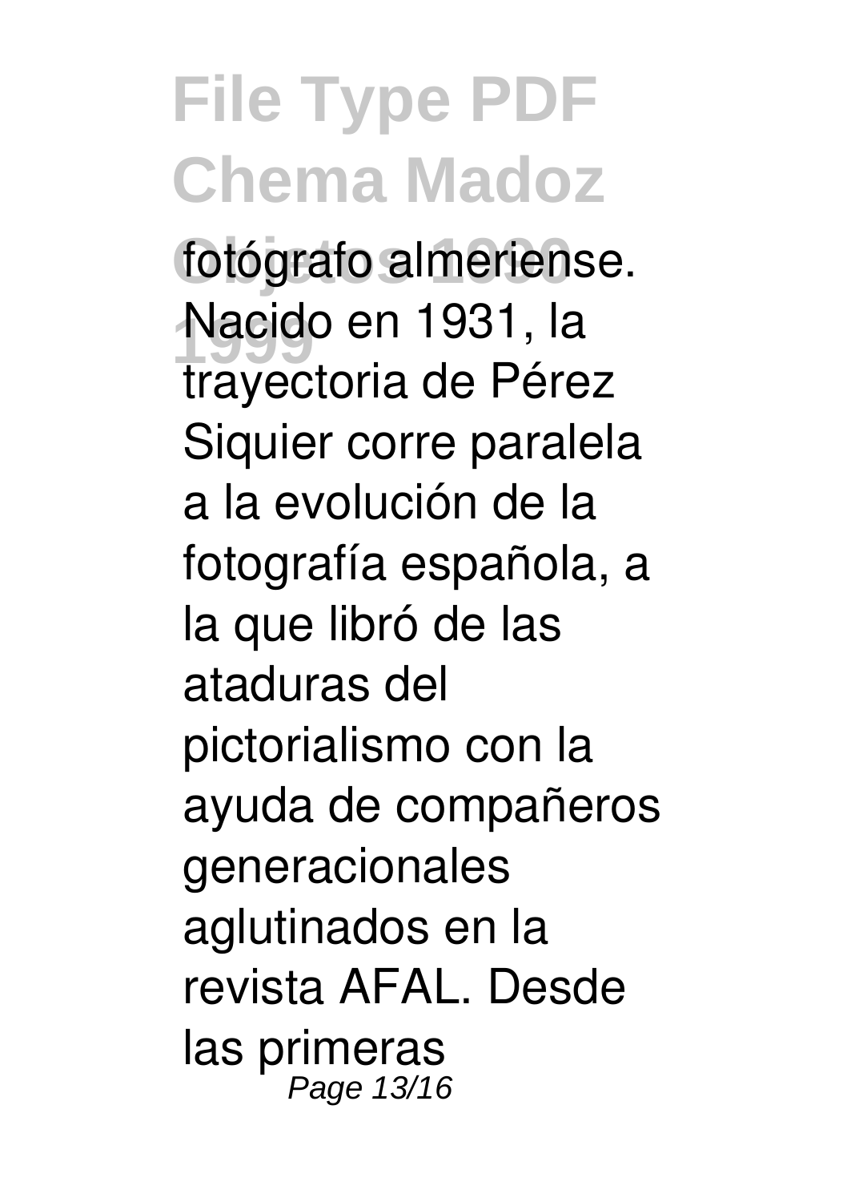fotógrafo almeriense. Nacido en 1931, la trayectoria de Pérez Siquier corre paralela a la evolución de la fotografía española, a la que libró de las ataduras del pictorialismo con la ayuda de compañeros generacionales aglutinados en la revista AFAL. Desde las primeras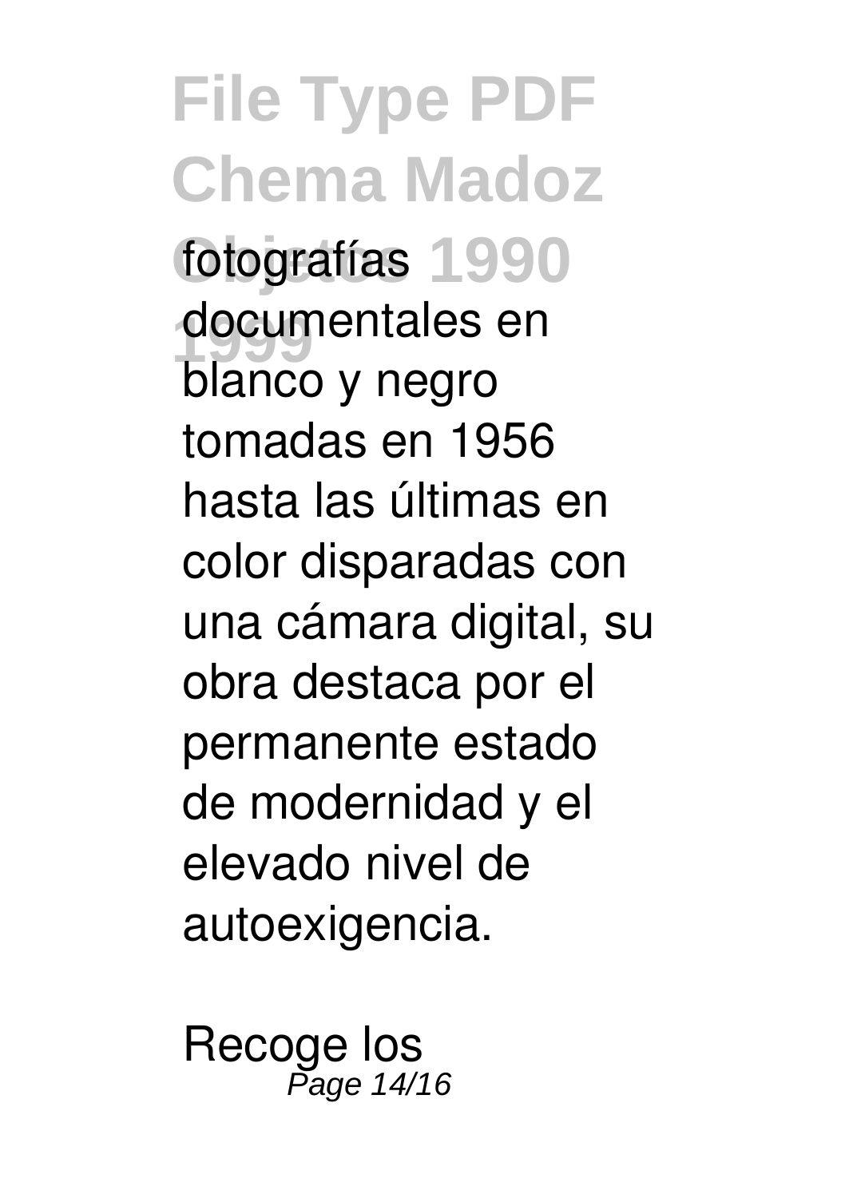fotografías documentales en blanco y negro tomadas en 1956 hasta las últimas en color disparadas con una cámara digital, su obra destaca por el permanente estado de modernidad y el elevado nivel de autoexigencia.

Recoge los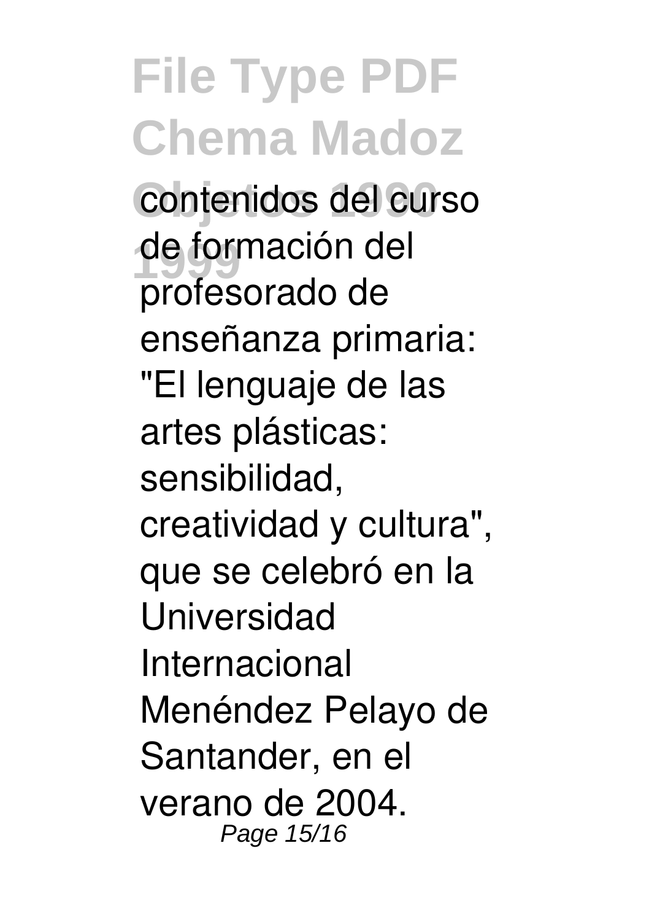contenidos del curso de formación del profesorado de enseñanza primaria: "El lenguaje de las artes plásticas: sensibilidad, creatividad y cultura", que se celebró en la Universidad Internacional Menéndez Pelayo de Santander, en el verano de 2004.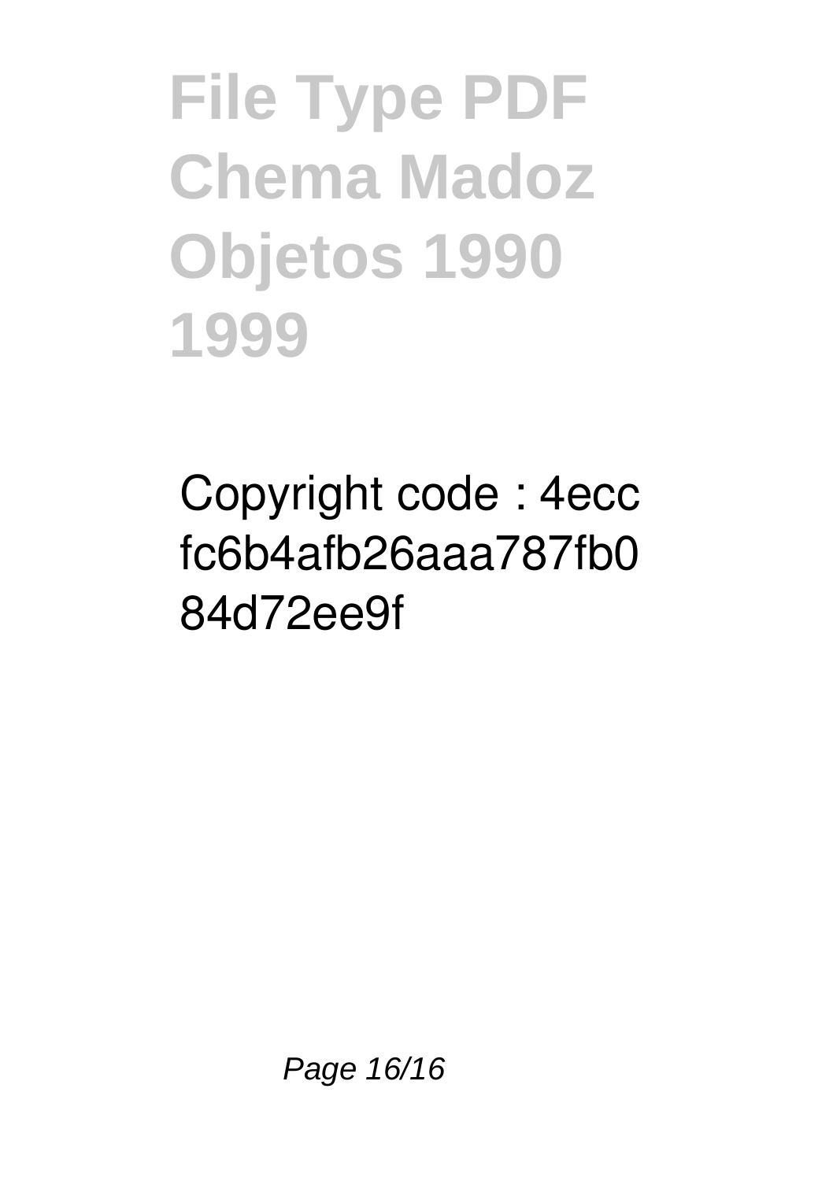Copyright code : 4ecc fc6b4afb26aaa787fb0 84d72ee9f